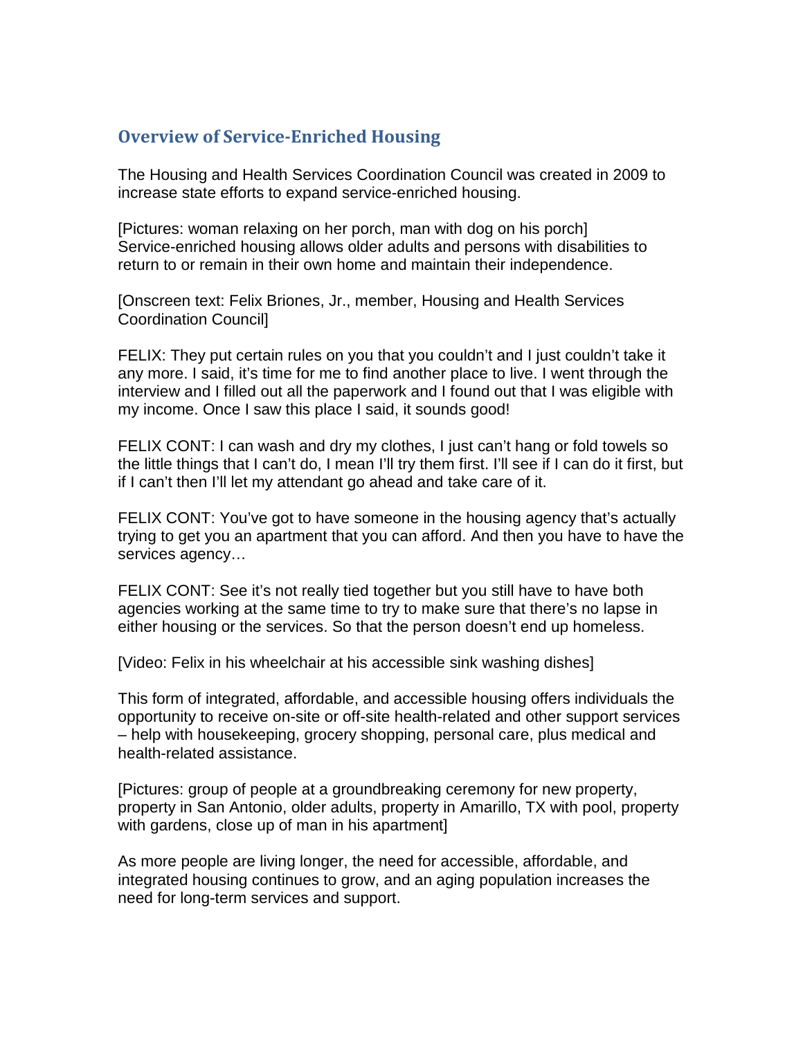## Overview of Service-Enriched Housing

The Housing and Health Services Coordination Council was created in 2009 to increase state efforts to expand service-enriched housing.

[Pictures: woman relaxing on her porch, man with dog on his porch]
Service-enriched housing allows older adults and persons with disabilities to return to or remain in their own home and maintain their independence.

[Onscreen text: Felix Briones, Jr., member, Housing and Health Services Coordination Council]

FELIX: They put certain rules on you that you couldn't and I just couldn't take it any more. I said, it's time for me to find another place to live. I went through the interview and I filled out all the paperwork and I found out that I was eligible with my income. Once I saw this place I said, it sounds good!

FELIX CONT: I can wash and dry my clothes, I just can't hang or fold towels so the little things that I can't do, I mean I'll try them first. I'll see if I can do it first, but if I can't then I'll let my attendant go ahead and take care of it.

FELIX CONT: You've got to have someone in the housing agency that's actually trying to get you an apartment that you can afford. And then you have to have the services agency…

FELIX CONT: See it's not really tied together but you still have to have both agencies working at the same time to try to make sure that there's no lapse in either housing or the services. So that the person doesn't end up homeless.

[Video: Felix in his wheelchair at his accessible sink washing dishes]

This form of integrated, affordable, and accessible housing offers individuals the opportunity to receive on-site or off-site health-related and other support services – help with housekeeping, grocery shopping, personal care, plus medical and health-related assistance.

[Pictures: group of people at a groundbreaking ceremony for new property, property in San Antonio, older adults, property in Amarillo, TX with pool, property with gardens, close up of man in his apartment]

As more people are living longer, the need for accessible, affordable, and integrated housing continues to grow, and an aging population increases the need for long-term services and support.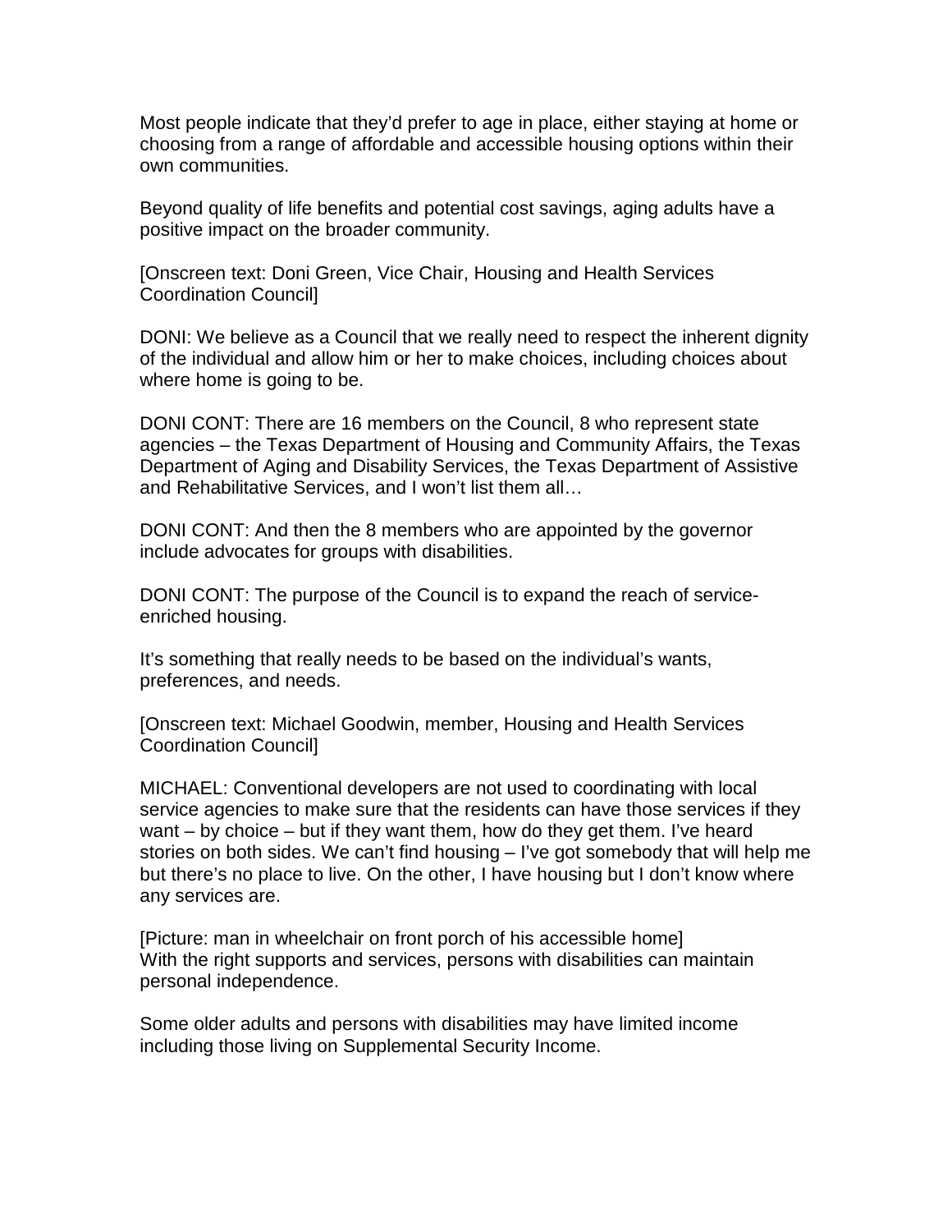Most people indicate that they'd prefer to age in place, either staying at home or choosing from a range of affordable and accessible housing options within their own communities.

Beyond quality of life benefits and potential cost savings, aging adults have a positive impact on the broader community.

[Onscreen text: Doni Green, Vice Chair, Housing and Health Services Coordination Council]

DONI: We believe as a Council that we really need to respect the inherent dignity of the individual and allow him or her to make choices, including choices about where home is going to be.

DONI CONT: There are 16 members on the Council, 8 who represent state agencies – the Texas Department of Housing and Community Affairs, the Texas Department of Aging and Disability Services, the Texas Department of Assistive and Rehabilitative Services, and I won't list them all…

DONI CONT: And then the 8 members who are appointed by the governor include advocates for groups with disabilities.

DONI CONT: The purpose of the Council is to expand the reach of service-enriched housing.

It's something that really needs to be based on the individual's wants, preferences, and needs.

[Onscreen text: Michael Goodwin, member, Housing and Health Services Coordination Council]

MICHAEL: Conventional developers are not used to coordinating with local service agencies to make sure that the residents can have those services if they want – by choice – but if they want them, how do they get them. I've heard stories on both sides. We can't find housing – I've got somebody that will help me but there's no place to live. On the other, I have housing but I don't know where any services are.

[Picture: man in wheelchair on front porch of his accessible home]
With the right supports and services, persons with disabilities can maintain personal independence.

Some older adults and persons with disabilities may have limited income including those living on Supplemental Security Income.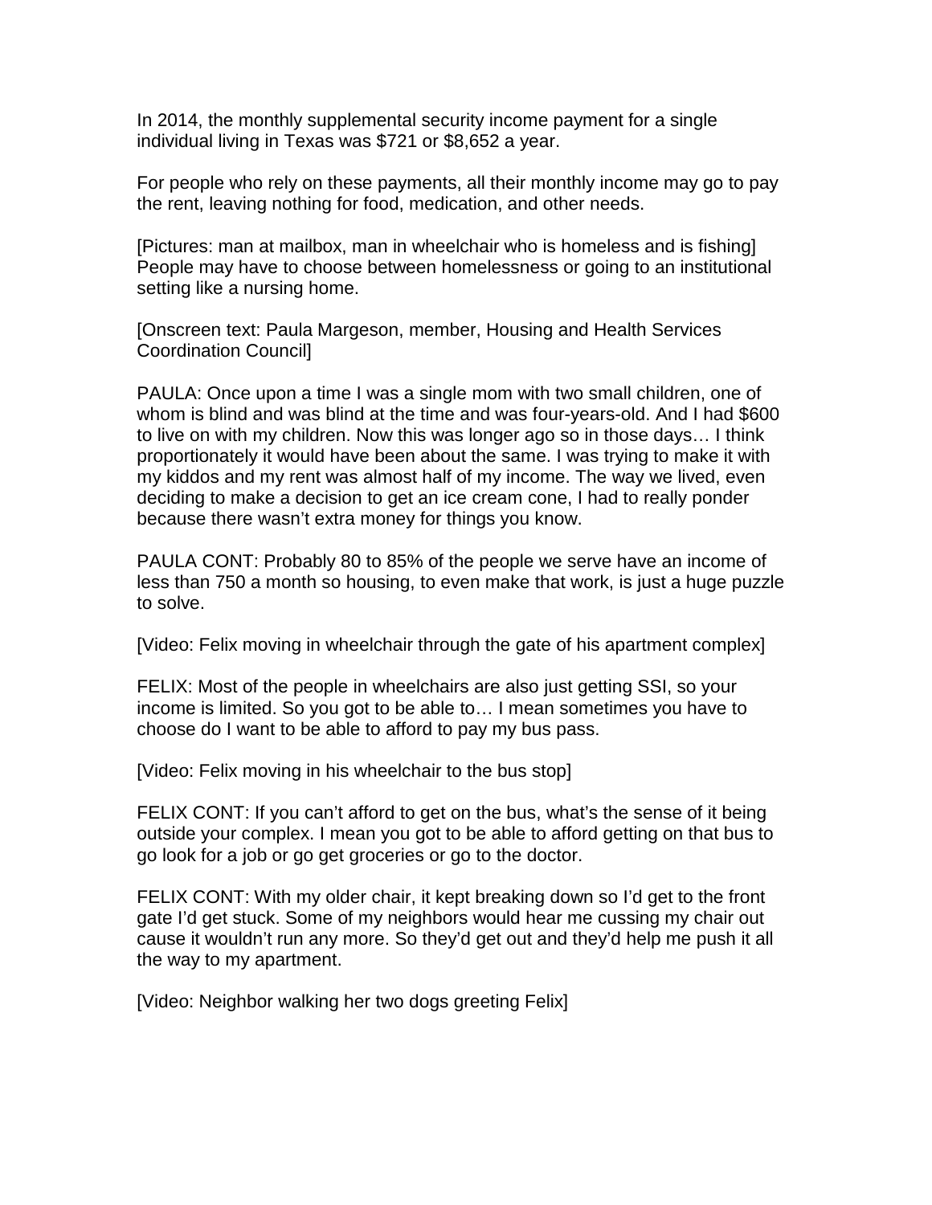In 2014, the monthly supplemental security income payment for a single individual living in Texas was $721 or $8,652 a year.

For people who rely on these payments, all their monthly income may go to pay the rent, leaving nothing for food, medication, and other needs.

[Pictures: man at mailbox, man in wheelchair who is homeless and is fishing] People may have to choose between homelessness or going to an institutional setting like a nursing home.

[Onscreen text: Paula Margeson, member, Housing and Health Services Coordination Council]

PAULA: Once upon a time I was a single mom with two small children, one of whom is blind and was blind at the time and was four-years-old. And I had $600 to live on with my children. Now this was longer ago so in those days… I think proportionately it would have been about the same. I was trying to make it with my kiddos and my rent was almost half of my income. The way we lived, even deciding to make a decision to get an ice cream cone, I had to really ponder because there wasn't extra money for things you know.

PAULA CONT: Probably 80 to 85% of the people we serve have an income of less than 750 a month so housing, to even make that work, is just a huge puzzle to solve.

[Video: Felix moving in wheelchair through the gate of his apartment complex]

FELIX: Most of the people in wheelchairs are also just getting SSI, so your income is limited. So you got to be able to… I mean sometimes you have to choose do I want to be able to afford to pay my bus pass.

[Video: Felix moving in his wheelchair to the bus stop]

FELIX CONT: If you can't afford to get on the bus, what's the sense of it being outside your complex. I mean you got to be able to afford getting on that bus to go look for a job or go get groceries or go to the doctor.

FELIX CONT: With my older chair, it kept breaking down so I'd get to the front gate I'd get stuck. Some of my neighbors would hear me cussing my chair out cause it wouldn't run any more. So they'd get out and they'd help me push it all the way to my apartment.

[Video: Neighbor walking her two dogs greeting Felix]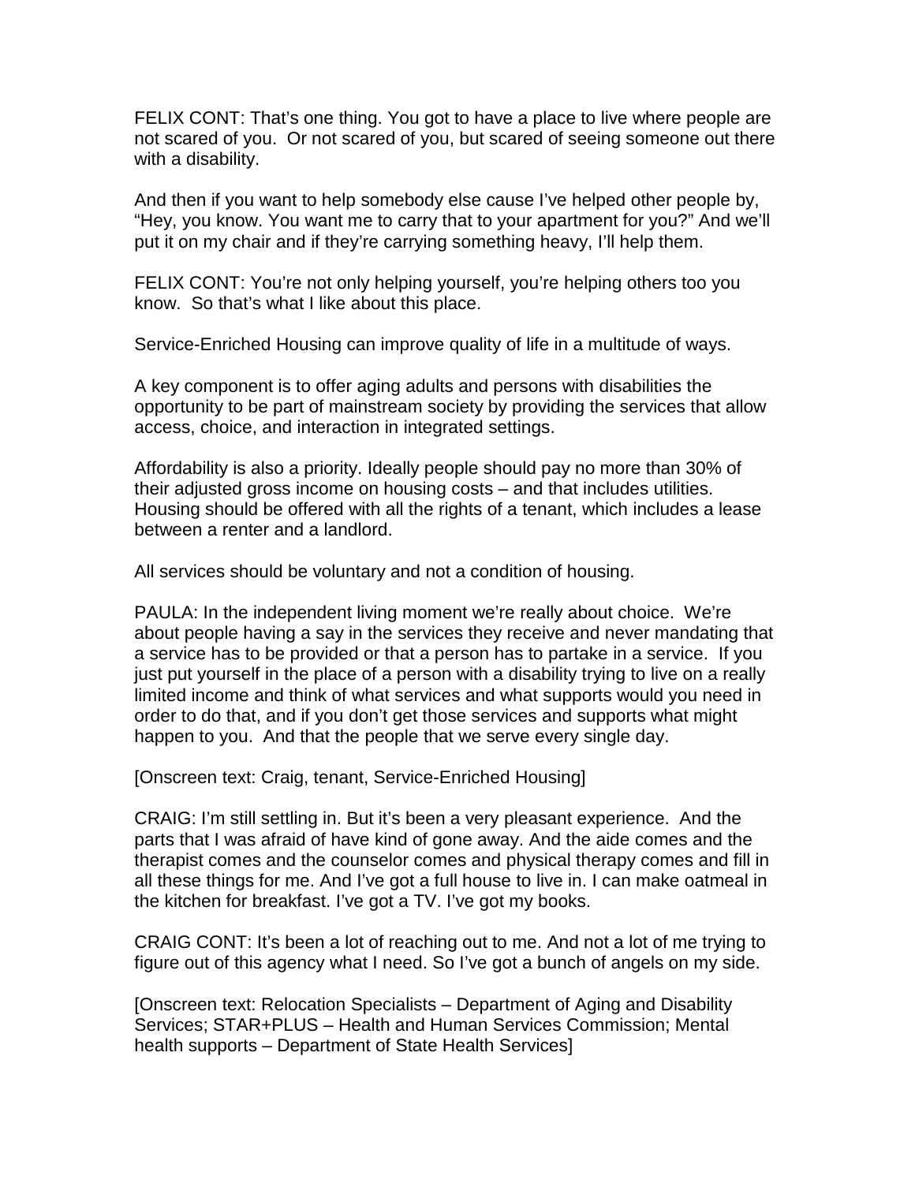FELIX CONT: That's one thing. You got to have a place to live where people are not scared of you. Or not scared of you, but scared of seeing someone out there with a disability.

And then if you want to help somebody else cause I've helped other people by, "Hey, you know. You want me to carry that to your apartment for you?" And we'll put it on my chair and if they're carrying something heavy, I'll help them.

FELIX CONT: You're not only helping yourself, you're helping others too you know. So that's what I like about this place.

Service-Enriched Housing can improve quality of life in a multitude of ways.

A key component is to offer aging adults and persons with disabilities the opportunity to be part of mainstream society by providing the services that allow access, choice, and interaction in integrated settings.

Affordability is also a priority. Ideally people should pay no more than 30% of their adjusted gross income on housing costs – and that includes utilities. Housing should be offered with all the rights of a tenant, which includes a lease between a renter and a landlord.

All services should be voluntary and not a condition of housing.

PAULA: In the independent living moment we're really about choice. We're about people having a say in the services they receive and never mandating that a service has to be provided or that a person has to partake in a service. If you just put yourself in the place of a person with a disability trying to live on a really limited income and think of what services and what supports would you need in order to do that, and if you don't get those services and supports what might happen to you. And that the people that we serve every single day.

[Onscreen text: Craig, tenant, Service-Enriched Housing]

CRAIG: I'm still settling in. But it's been a very pleasant experience. And the parts that I was afraid of have kind of gone away. And the aide comes and the therapist comes and the counselor comes and physical therapy comes and fill in all these things for me. And I've got a full house to live in. I can make oatmeal in the kitchen for breakfast. I've got a TV. I've got my books.

CRAIG CONT: It's been a lot of reaching out to me. And not a lot of me trying to figure out of this agency what I need. So I've got a bunch of angels on my side.

[Onscreen text: Relocation Specialists – Department of Aging and Disability Services; STAR+PLUS – Health and Human Services Commission; Mental health supports – Department of State Health Services]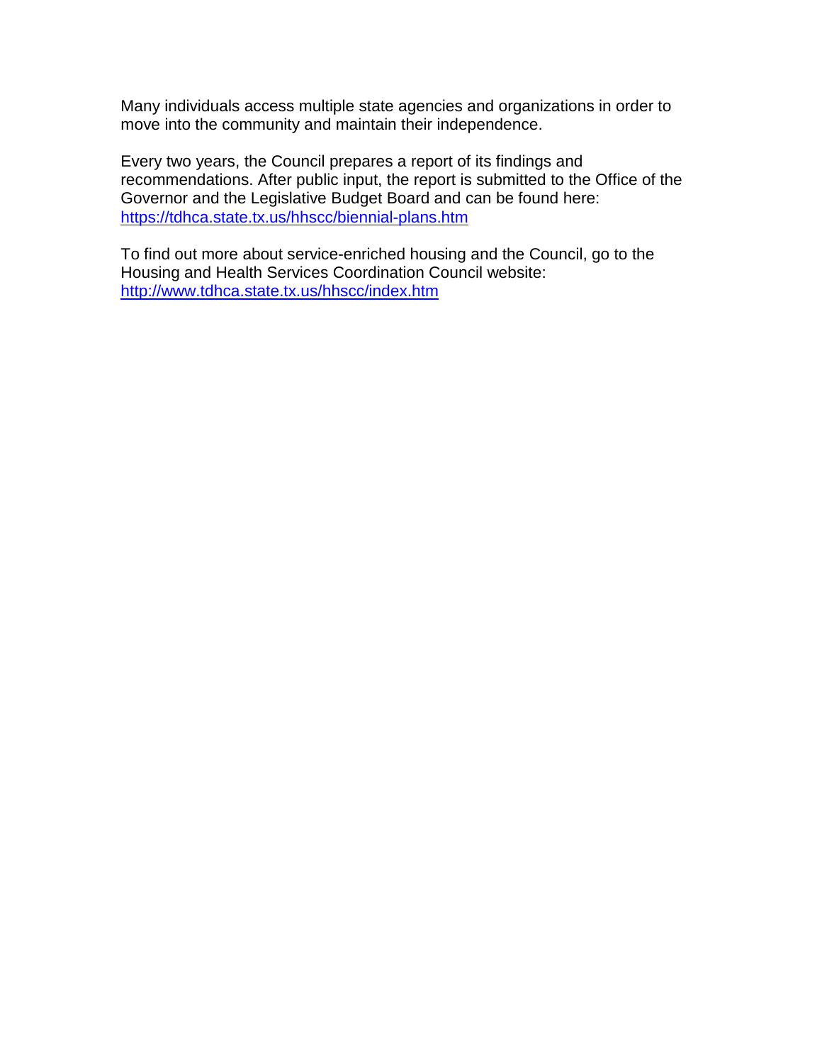Many individuals access multiple state agencies and organizations in order to move into the community and maintain their independence.

Every two years, the Council prepares a report of its findings and recommendations. After public input, the report is submitted to the Office of the Governor and the Legislative Budget Board and can be found here: https://tdhca.state.tx.us/hhscc/biennial-plans.htm

To find out more about service-enriched housing and the Council, go to the Housing and Health Services Coordination Council website: http://www.tdhca.state.tx.us/hhscc/index.htm